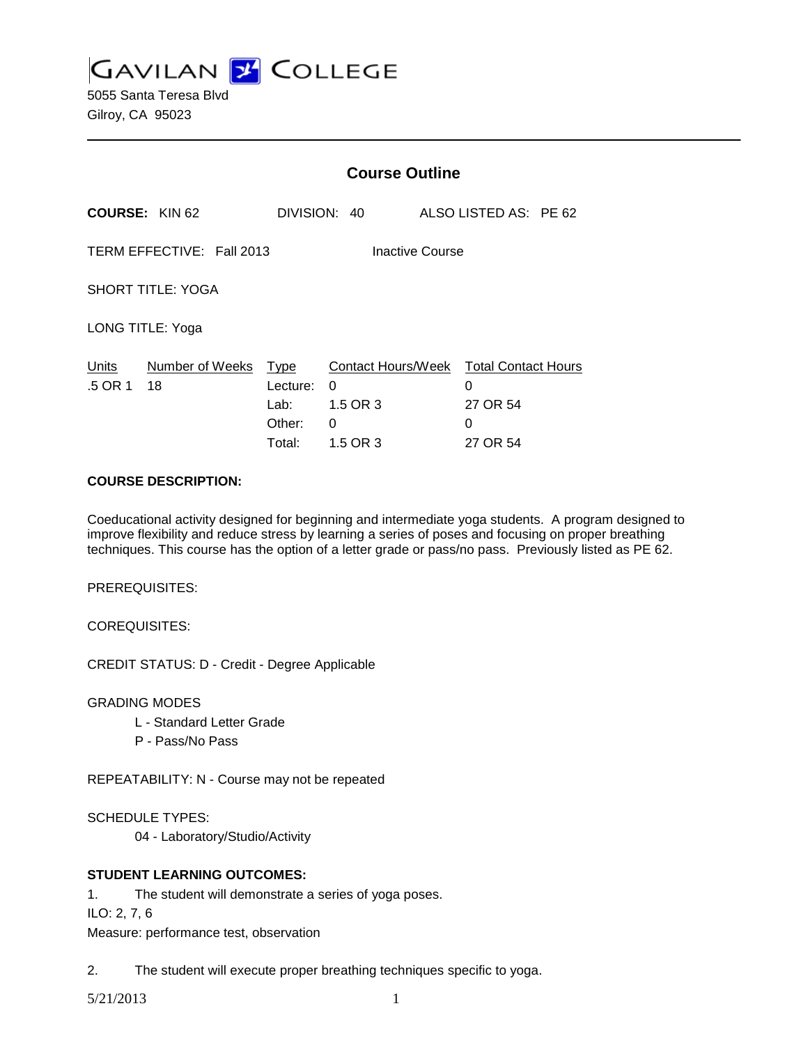# GAVILAN COLLEGE

5055 Santa Teresa Blvd
Gilroy, CA 95023

## Course Outline

**COURSE:** KIN 62 DIVISION: 40 ALSO LISTED AS: PE 62

TERM EFFECTIVE: Fall 2013 Inactive Course

SHORT TITLE: YOGA

LONG TITLE: Yoga

| Units | Number of Weeks | Type | Contact Hours/Week | Total Contact Hours |
|---|---|---|---|---|
| .5 OR 1 | 18 | Lecture: | 0 | 0 |
| | | Lab: | 1.5 OR 3 | 27 OR 54 |
| | | Other: | 0 | 0 |
| | | Total: | 1.5 OR 3 | 27 OR 54 |

**COURSE DESCRIPTION:**

Coeducational activity designed for beginning and intermediate yoga students. A program designed to improve flexibility and reduce stress by learning a series of poses and focusing on proper breathing techniques. This course has the option of a letter grade or pass/no pass. Previously listed as PE 62.

PREREQUISITES:

COREQUISITES:

CREDIT STATUS: D - Credit - Degree Applicable

GRADING MODES

L - Standard Letter Grade
P - Pass/No Pass

REPEATABILITY: N - Course may not be repeated

SCHEDULE TYPES:

04 - Laboratory/Studio/Activity

**STUDENT LEARNING OUTCOMES:**

1. The student will demonstrate a series of yoga poses.
ILO: 2, 7, 6
Measure: performance test, observation

2. The student will execute proper breathing techniques specific to yoga.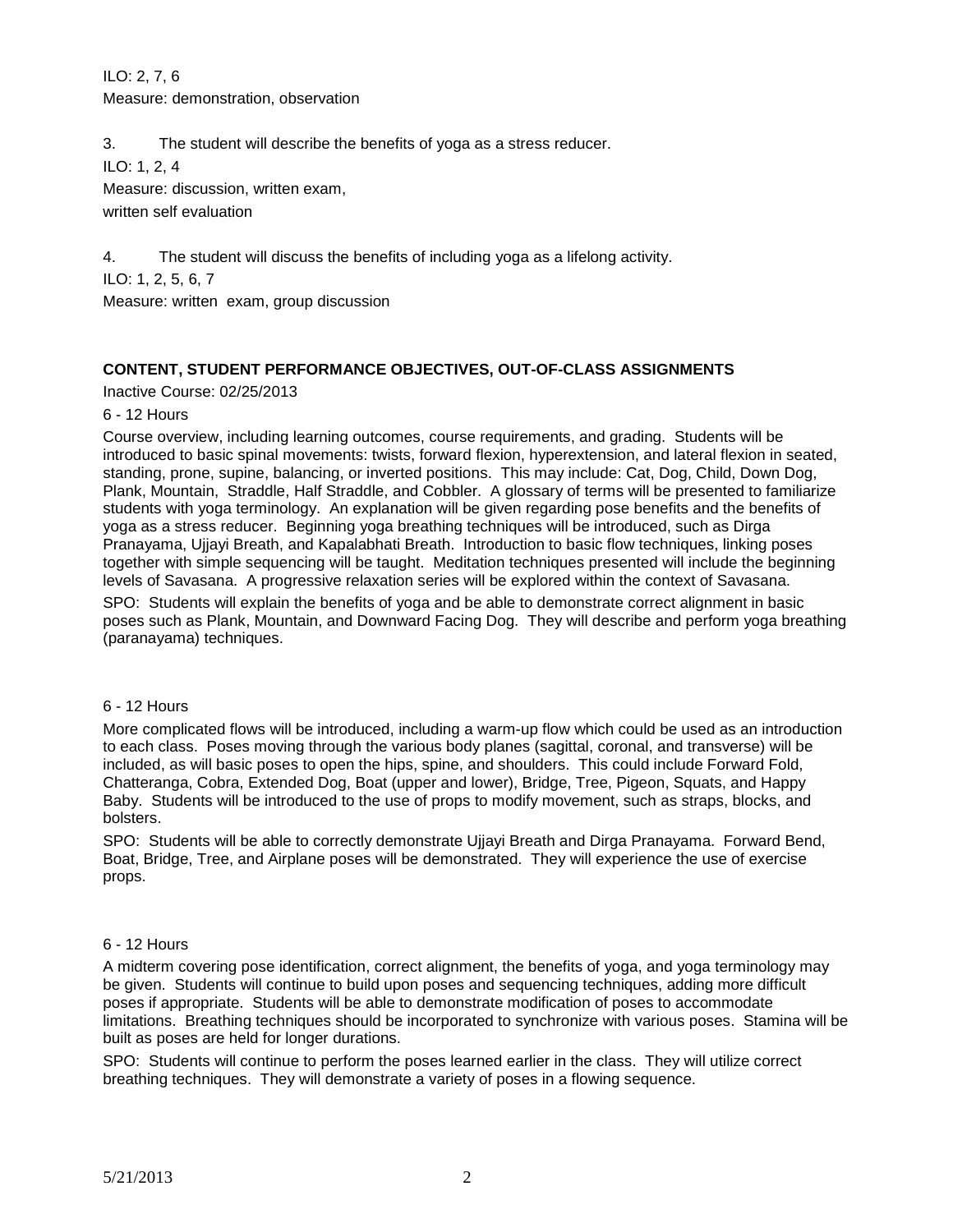ILO: 2, 7, 6
Measure: demonstration, observation

3. The student will describe the benefits of yoga as a stress reducer.
ILO: 1, 2, 4
Measure: discussion, written exam,
written self evaluation

4. The student will discuss the benefits of including yoga as a lifelong activity.
ILO: 1, 2, 5, 6, 7
Measure: written exam, group discussion

**CONTENT, STUDENT PERFORMANCE OBJECTIVES, OUT-OF-CLASS ASSIGNMENTS**

Inactive Course: 02/25/2013

6 - 12 Hours

Course overview, including learning outcomes, course requirements, and grading. Students will be introduced to basic spinal movements: twists, forward flexion, hyperextension, and lateral flexion in seated, standing, prone, supine, balancing, or inverted positions. This may include: Cat, Dog, Child, Down Dog, Plank, Mountain, Straddle, Half Straddle, and Cobbler. A glossary of terms will be presented to familiarize students with yoga terminology. An explanation will be given regarding pose benefits and the benefits of yoga as a stress reducer. Beginning yoga breathing techniques will be introduced, such as Dirga Pranayama, Ujjayi Breath, and Kapalabhati Breath. Introduction to basic flow techniques, linking poses together with simple sequencing will be taught. Meditation techniques presented will include the beginning levels of Savasana. A progressive relaxation series will be explored within the context of Savasana.

SPO: Students will explain the benefits of yoga and be able to demonstrate correct alignment in basic poses such as Plank, Mountain, and Downward Facing Dog. They will describe and perform yoga breathing (paranayama) techniques.

6 - 12 Hours

More complicated flows will be introduced, including a warm-up flow which could be used as an introduction to each class. Poses moving through the various body planes (sagittal, coronal, and transverse) will be included, as will basic poses to open the hips, spine, and shoulders. This could include Forward Fold, Chatteranga, Cobra, Extended Dog, Boat (upper and lower), Bridge, Tree, Pigeon, Squats, and Happy Baby. Students will be introduced to the use of props to modify movement, such as straps, blocks, and bolsters.

SPO: Students will be able to correctly demonstrate Ujjayi Breath and Dirga Pranayama. Forward Bend, Boat, Bridge, Tree, and Airplane poses will be demonstrated. They will experience the use of exercise props.

6 - 12 Hours

A midterm covering pose identification, correct alignment, the benefits of yoga, and yoga terminology may be given. Students will continue to build upon poses and sequencing techniques, adding more difficult poses if appropriate. Students will be able to demonstrate modification of poses to accommodate limitations. Breathing techniques should be incorporated to synchronize with various poses. Stamina will be built as poses are held for longer durations.

SPO: Students will continue to perform the poses learned earlier in the class. They will utilize correct breathing techniques. They will demonstrate a variety of poses in a flowing sequence.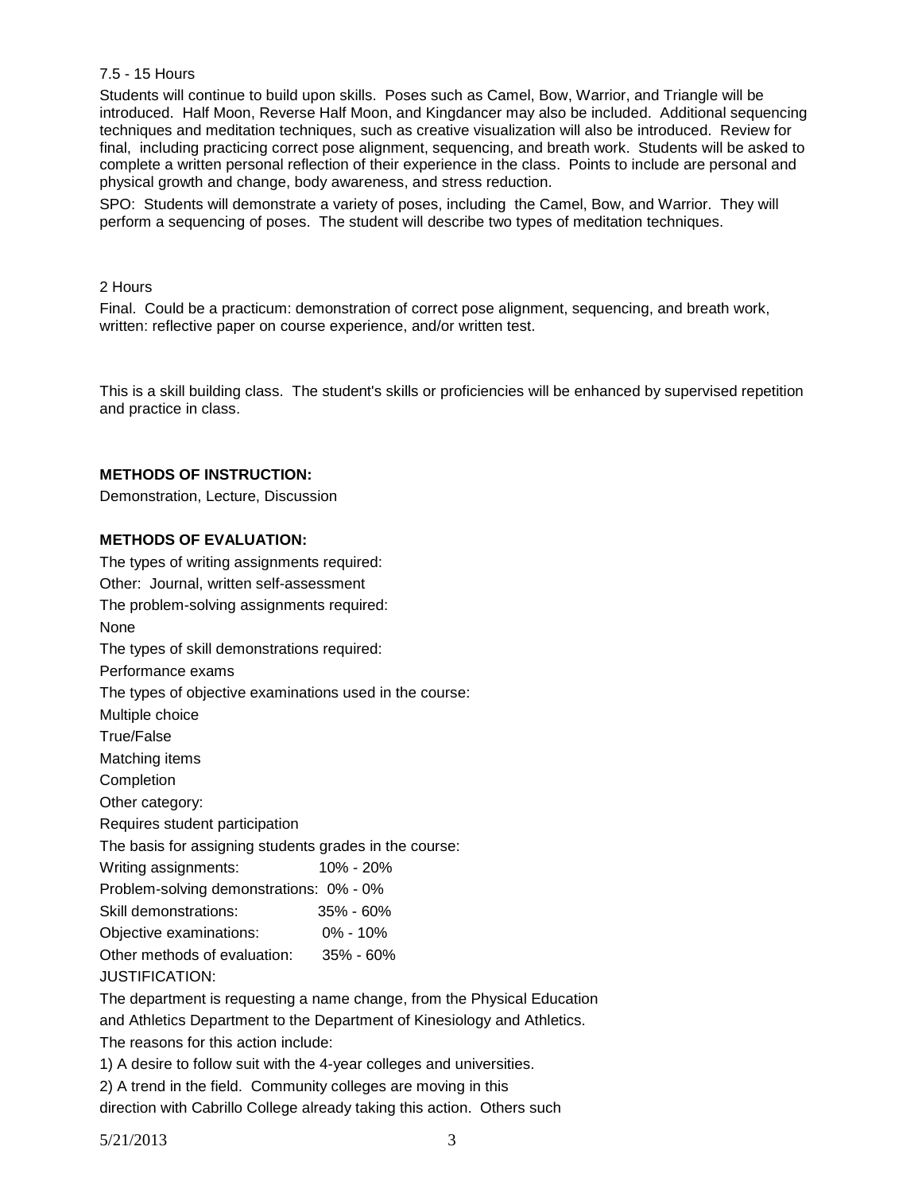7.5 - 15 Hours

Students will continue to build upon skills. Poses such as Camel, Bow, Warrior, and Triangle will be introduced. Half Moon, Reverse Half Moon, and Kingdancer may also be included. Additional sequencing techniques and meditation techniques, such as creative visualization will also be introduced. Review for final, including practicing correct pose alignment, sequencing, and breath work. Students will be asked to complete a written personal reflection of their experience in the class. Points to include are personal and physical growth and change, body awareness, and stress reduction.

SPO: Students will demonstrate a variety of poses, including the Camel, Bow, and Warrior. They will perform a sequencing of poses. The student will describe two types of meditation techniques.

2 Hours

Final. Could be a practicum: demonstration of correct pose alignment, sequencing, and breath work, written: reflective paper on course experience, and/or written test.

This is a skill building class. The student's skills or proficiencies will be enhanced by supervised repetition and practice in class.

**METHODS OF INSTRUCTION:**

Demonstration, Lecture, Discussion

**METHODS OF EVALUATION:**

The types of writing assignments required:
Other: Journal, written self-assessment
The problem-solving assignments required:
None
The types of skill demonstrations required:
Performance exams
The types of objective examinations used in the course:
Multiple choice
True/False
Matching items
Completion
Other category:
Requires student participation
The basis for assigning students grades in the course:

| | |
|---|---|
| Writing assignments: | 10% - 20% |
| Problem-solving demonstrations: | 0% - 0% |
| Skill demonstrations: | 35% - 60% |
| Objective examinations: | 0% - 10% |
| Other methods of evaluation: | 35% - 60% |

JUSTIFICATION:

The department is requesting a name change, from the Physical Education and Athletics Department to the Department of Kinesiology and Athletics.
The reasons for this action include:
1) A desire to follow suit with the 4-year colleges and universities.
2) A trend in the field. Community colleges are moving in this direction with Cabrillo College already taking this action. Others such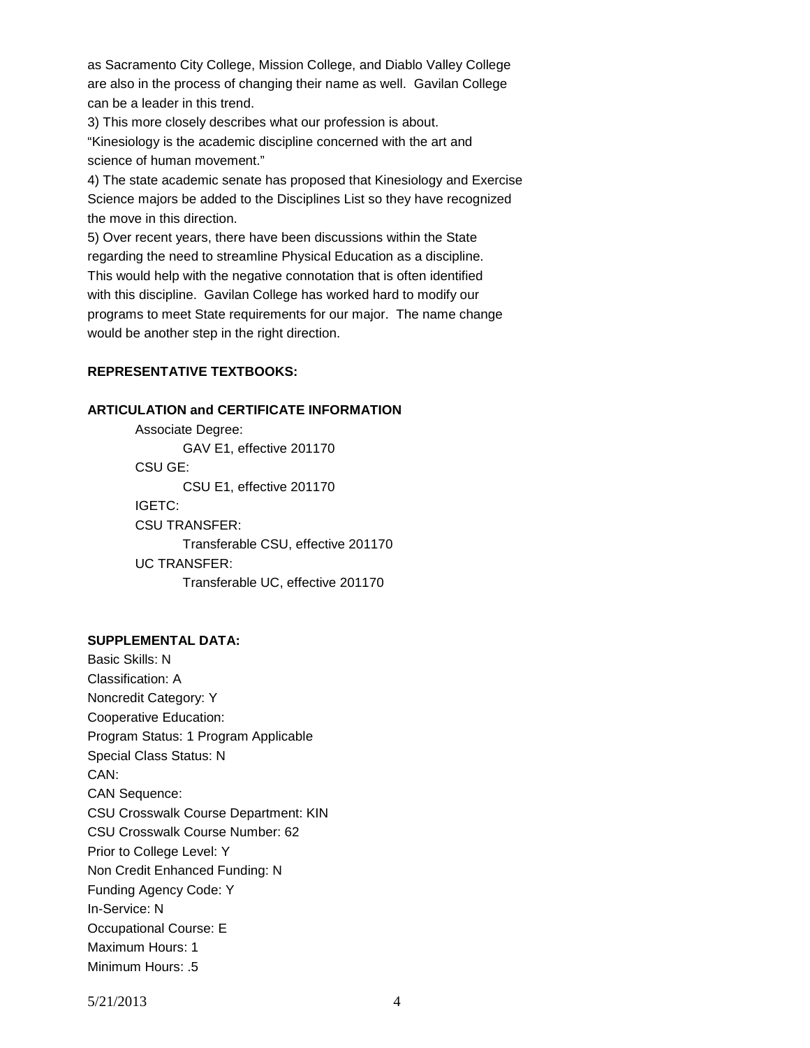as Sacramento City College, Mission College, and Diablo Valley College are also in the process of changing their name as well. Gavilan College can be a leader in this trend.

3) This more closely describes what our profession is about. "Kinesiology is the academic discipline concerned with the art and science of human movement."

4) The state academic senate has proposed that Kinesiology and Exercise Science majors be added to the Disciplines List so they have recognized the move in this direction.

5) Over recent years, there have been discussions within the State regarding the need to streamline Physical Education as a discipline. This would help with the negative connotation that is often identified with this discipline. Gavilan College has worked hard to modify our programs to meet State requirements for our major. The name change would be another step in the right direction.

**REPRESENTATIVE TEXTBOOKS:**

**ARTICULATION and CERTIFICATE INFORMATION**

Associate Degree:
    GAV E1, effective 201170
CSU GE:
    CSU E1, effective 201170
IGETC:
CSU TRANSFER:
    Transferable CSU, effective 201170
UC TRANSFER:
    Transferable UC, effective 201170

**SUPPLEMENTAL DATA:**

Basic Skills: N
Classification: A
Noncredit Category: Y
Cooperative Education:
Program Status: 1 Program Applicable
Special Class Status: N
CAN:
CAN Sequence:
CSU Crosswalk Course Department: KIN
CSU Crosswalk Course Number: 62
Prior to College Level: Y
Non Credit Enhanced Funding: N
Funding Agency Code: Y
In-Service: N
Occupational Course: E
Maximum Hours: 1
Minimum Hours: .5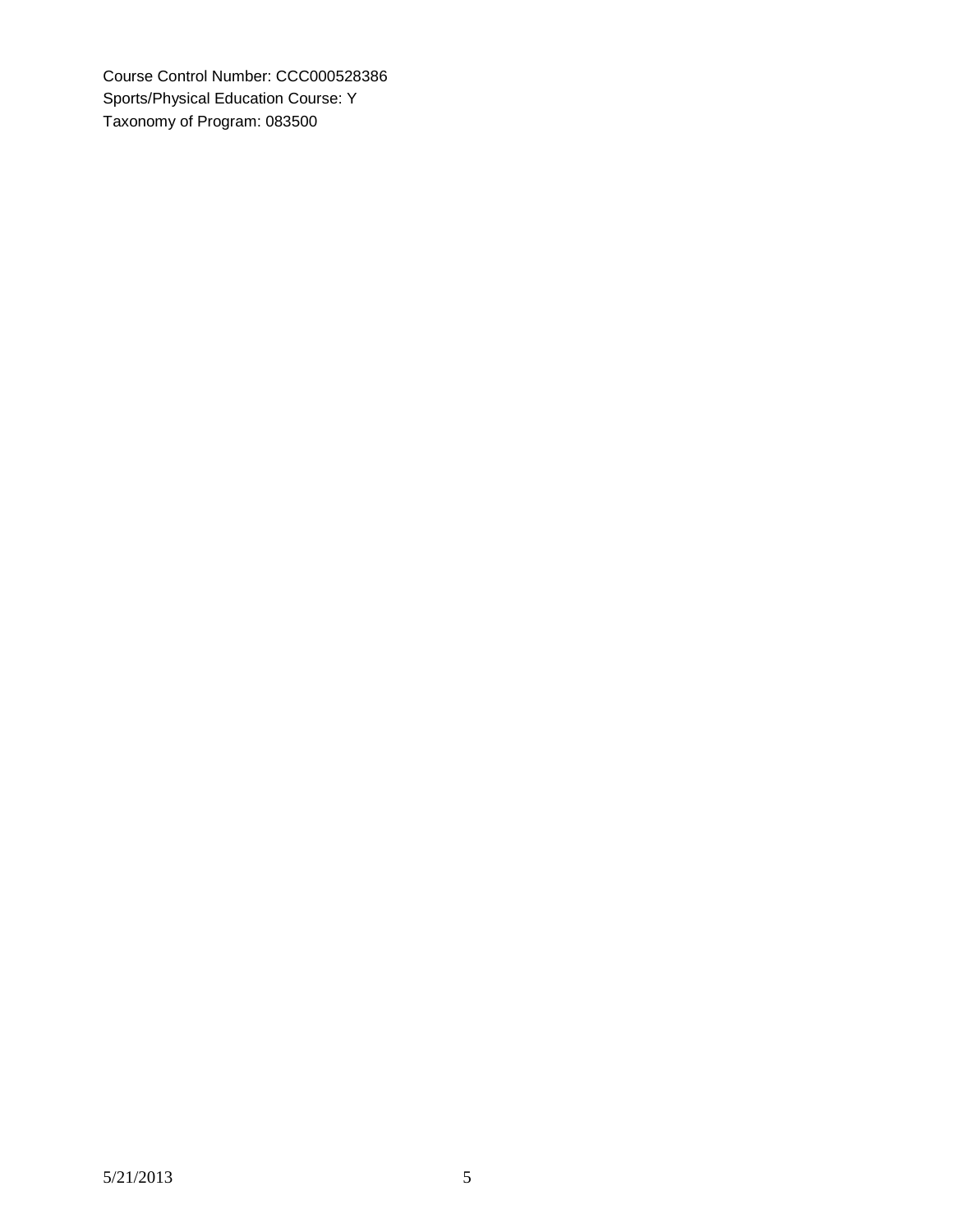Course Control Number: CCC000528386
Sports/Physical Education Course: Y
Taxonomy of Program: 083500